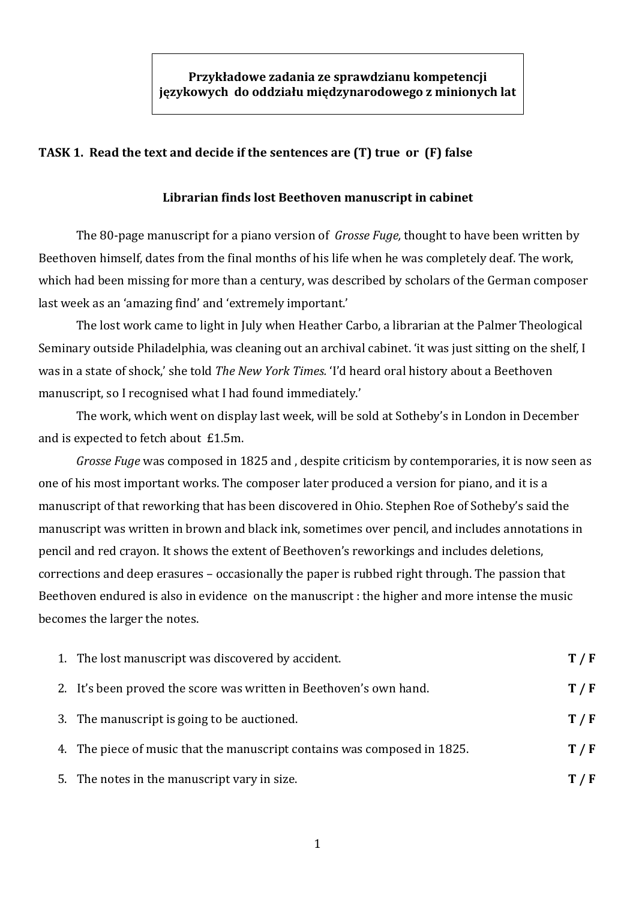**Przykładowe zadania ze sprawdzianu kompetencji językowych do oddziału międzynarodowego z minionych lat**

## TASK 1. Read the text and decide if the sentences are (T) true or (F) false

### Librarian finds lost Beethoven manuscript in cabinet

The 80-page manuscript for a piano version of *Grosse Fuge,* thought to have been written by Beethoven himself, dates from the final months of his life when he was completely deaf. The work, which had been missing for more than a century, was described by scholars of the German composer last week as an 'amazing find' and 'extremely important.'

The lost work came to light in July when Heather Carbo, a librarian at the Palmer Theological Seminary outside Philadelphia, was cleaning out an archival cabinet. 'it was just sitting on the shelf, I was in a state of shock,' she told *The New York Times.* 'I'd heard oral history about a Beethoven manuscript, so I recognised what I had found immediately.'

The work, which went on display last week, will be sold at Sotheby's in London in December and is expected to fetch about £1.5m.

*Grosse Fuge* was composed in 1825 and , despite criticism by contemporaries, it is now seen as one of his most important works. The composer later produced a version for piano, and it is a manuscript of that reworking that has been discovered in Ohio. Stephen Roe of Sotheby's said the manuscript was written in brown and black ink, sometimes over pencil, and includes annotations in pencil and red crayon. It shows the extent of Beethoven's reworkings and includes deletions, corrections and deep erasures – occasionally the paper is rubbed right through. The passion that Beethoven endured is also in evidence on the manuscript : the higher and more intense the music becomes the larger the notes.

1. The lost manuscript was discovered by accident. **T / F**
2. It's been proved the score was written in Beethoven's own hand. **T / F**
3. The manuscript is going to be auctioned. **T / F**
4. The piece of music that the manuscript contains was composed in 1825. **T / F**
5. The notes in the manuscript vary in size. **T / F**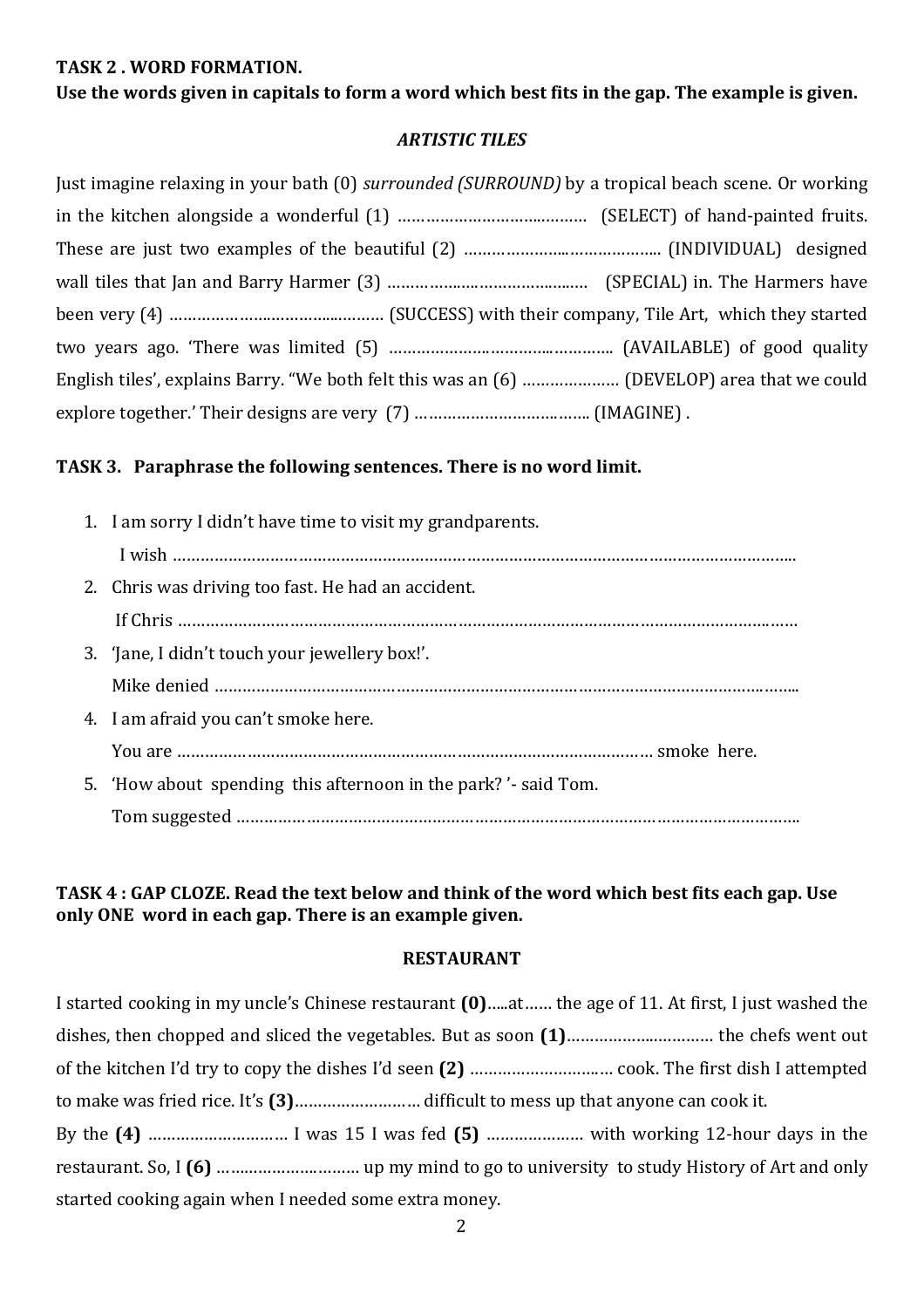**TASK 2 . WORD FORMATION.**

**Use the words given in capitals to form a word which best fits in the gap. The example is given.**

***ARTISTIC TILES***

Just imagine relaxing in your bath (0) *surrounded (SURROUND)* by a tropical beach scene. Or working in the kitchen alongside a wonderful (1) ………………………..……… (SELECT) of hand-painted fruits. These are just two examples of the beautiful (2) ……………….……………….. (INDIVIDUAL) designed wall tiles that Jan and Barry Harmer (3) ……………..……………….…. (SPECIAL) in. The Harmers have been very (4) ……………….…………..………. (SUCCESS) with their company, Tile Art, which they started two years ago. 'There was limited (5) ………………………….………….. (AVAILABLE) of good quality English tiles', explains Barry. "We both felt this was an (6) ………………… (DEVELOP) area that we could explore together.' Their designs are very (7) ……………………………….. (IMAGINE) .

**TASK 3. Paraphrase the following sentences. There is no word limit.**

1. I am sorry I didn't have time to visit my grandparents.
   I wish ………………………………………………………………………………………………………………...
2. Chris was driving too fast. He had an accident.
   If Chris ……………………………………………………………………………………………………………
3. 'Jane, I didn't touch your jewellery box!'.
   Mike denied ………………………………………………………………………………………………………..
4. I am afraid you can't smoke here.
   You are …………………………………………………………………………………………… smoke here.
5. 'How about spending this afternoon in the park? '- said Tom.
   Tom suggested ……………………………………………………………………………………………………..

**TASK 4 : GAP CLOZE. Read the text below and think of the word which best fits each gap. Use only ONE word in each gap. There is an example given.**

**RESTAURANT**

I started cooking in my uncle's Chinese restaurant **(0)**…..at…… the age of 11. At first, I just washed the dishes, then chopped and sliced the vegetables. But as soon **(1)**…………….………… the chefs went out of the kitchen I'd try to copy the dishes I'd seen **(2)** ………………………… cook. The first dish I attempted to make was fried rice. It's **(3)**……………………… difficult to mess up that anyone can cook it.

By the **(4)** ……………………….. I was 15 I was fed **(5)** ………………… with working 12-hour days in the restaurant. So, I **(6)** ……….………………… up my mind to go to university to study History of Art and only started cooking again when I needed some extra money.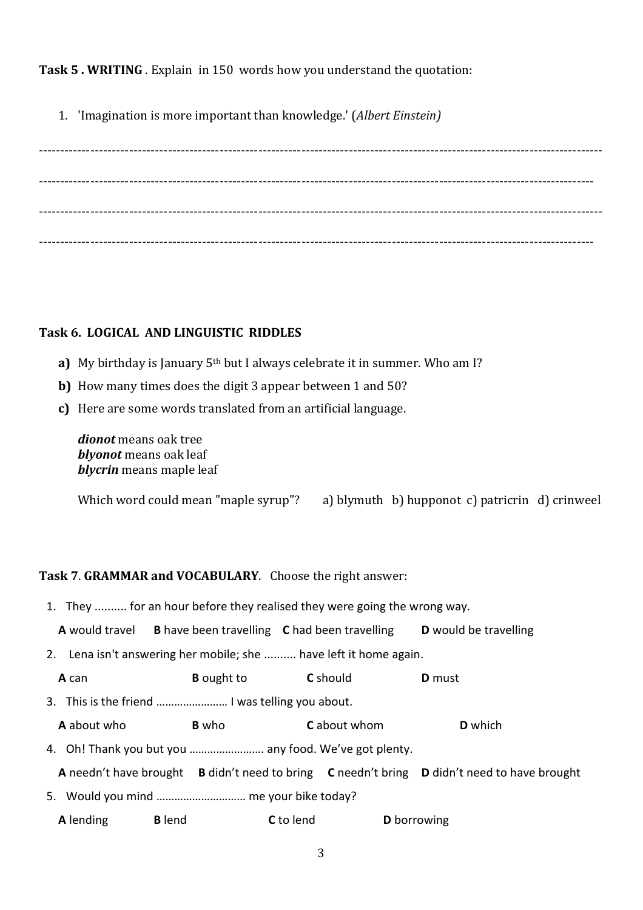**Task 5 . WRITING** . Explain in 150 words how you understand the quotation:

1. 'Imagination is more important than knowledge.' (*Albert Einstein)*

-----------------------------------------------------------------------------------------------------------------------------

-----------------------------------------------------------------------------------------------------------------------------

-----------------------------------------------------------------------------------------------------------------------------

-----------------------------------------------------------------------------------------------------------------------------

**Task 6. LOGICAL AND LINGUISTIC RIDDLES**

**a)** My birthday is January 5th but I always celebrate it in summer. Who am I?

**b)** How many times does the digit 3 appear between 1 and 50?

**c)** Here are some words translated from an artificial language.

*dionot* means oak tree
*blyonot* means oak leaf
*blycrin* means maple leaf

Which word could mean "maple syrup"? a) blymuth b) hupponot c) patricrin d) crinweel

**Task 7**. **GRAMMAR and VOCABULARY**. Choose the right answer:

1. They .......... for an hour before they realised they were going the wrong way.

   **A** would travel **B** have been travelling **C** had been travelling **D** would be travelling

2. Lena isn't answering her mobile; she .......... have left it home again.

   **A** can **B** ought to **C** should **D** must

3. This is the friend …………………… I was telling you about.

   **A** about who **B** who **C** about whom **D** which

4. Oh! Thank you but you ……………………. any food. We've got plenty.

   **A** needn't have brought **B** didn't need to bring **C** needn't bring **D** didn't need to have brought

5. Would you mind ………………………… me your bike today?

   **A** lending **B** lend **C** to lend **D** borrowing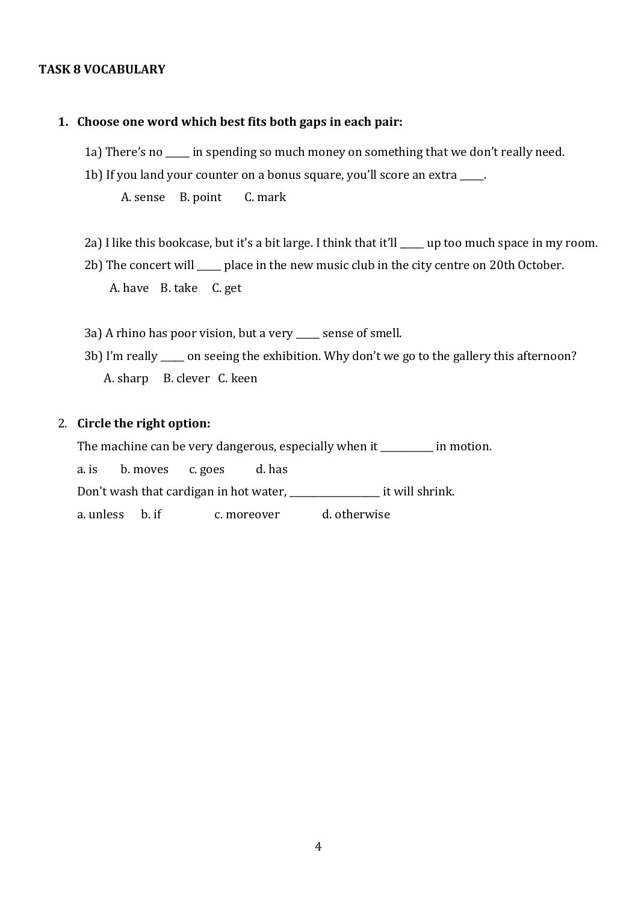**TASK 8 VOCABULARY**

1. **Choose one word which best fits both gaps in each pair:**

   1a) There's no _____ in spending so much money on something that we don't really need.

   1b) If you land your counter on a bonus square, you'll score an extra _____.

   A. sense B. point C. mark

   2a) I like this bookcase, but it's a bit large. I think that it'll _____ up too much space in my room.

   2b) The concert will _____ place in the new music club in the city centre on 20th October.

   A. have B. take C. get

   3a) A rhino has poor vision, but a very _____ sense of smell.

   3b) I'm really _____ on seeing the exhibition. Why don't we go to the gallery this afternoon?

   A. sharp B. clever C. keen

2. **Circle the right option:**

   The machine can be very dangerous, especially when it ___________ in motion.

   a. is b. moves c. goes d. has

   Don't wash that cardigan in hot water, __________________ it will shrink.

   a. unless b. if c. moreover d. otherwise